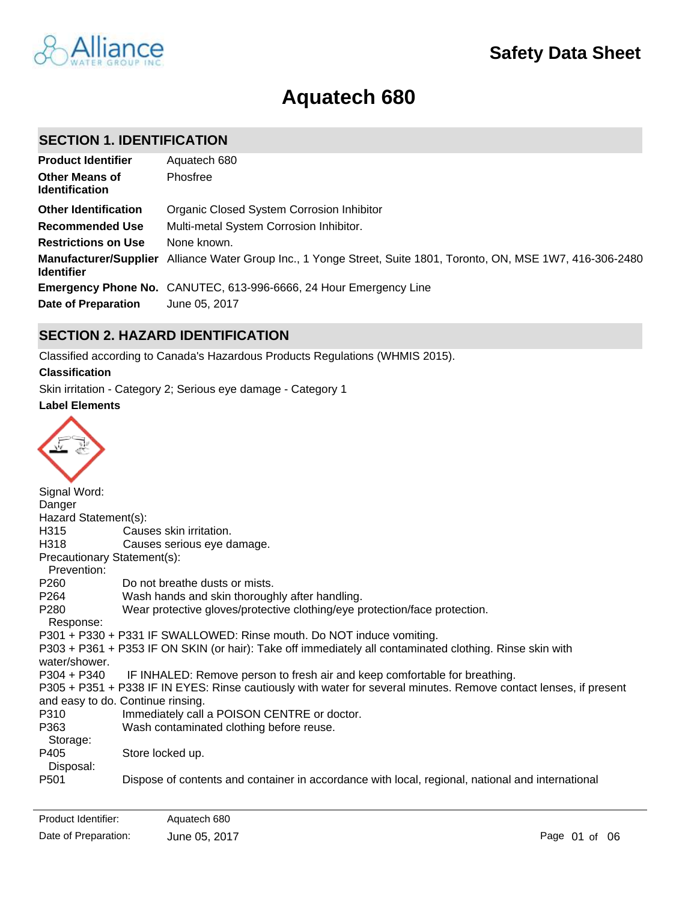Safety Data Sheet

# Aquatech 680

## SECTION 1. IDENTIFICATION

| | |
|---|---|
| **Product Identifier** | Aquatech 680 |
| **Other Means of Identification** | Phosfree |
| **Other Identification** | Organic Closed System Corrosion Inhibitor |
| **Recommended Use** | Multi-metal System Corrosion Inhibitor. |
| **Restrictions on Use** | None known. |
| **Manufacturer/Supplier Identifier** | Alliance Water Group Inc., 1 Yonge Street, Suite 1801, Toronto, ON, MSE 1W7, 416-306-2480 |
| **Emergency Phone No.** | CANUTEC, 613-996-6666, 24 Hour Emergency Line |
| **Date of Preparation** | June 05, 2017 |

## SECTION 2. HAZARD IDENTIFICATION

Classified according to Canada's Hazardous Products Regulations (WHMIS 2015).

**Classification**

Skin irritation - Category 2; Serious eye damage - Category 1

**Label Elements**

Signal Word:
Danger

Hazard Statement(s):

H315 Causes skin irritation.
H318 Causes serious eye damage.

Precautionary Statement(s):

Prevention:

P260 Do not breathe dusts or mists.
P264 Wash hands and skin thoroughly after handling.
P280 Wear protective gloves/protective clothing/eye protection/face protection.

Response:

P301 + P330 + P331 IF SWALLOWED: Rinse mouth. Do NOT induce vomiting.
P303 + P361 + P353 IF ON SKIN (or hair): Take off immediately all contaminated clothing. Rinse skin with water/shower.
P304 + P340 IF INHALED: Remove person to fresh air and keep comfortable for breathing.
P305 + P351 + P338 IF IN EYES: Rinse cautiously with water for several minutes. Remove contact lenses, if present and easy to do. Continue rinsing.
P310 Immediately call a POISON CENTRE or doctor.
P363 Wash contaminated clothing before reuse.

Storage:

P405 Store locked up.

Disposal:

P501 Dispose of contents and container in accordance with local, regional, national and international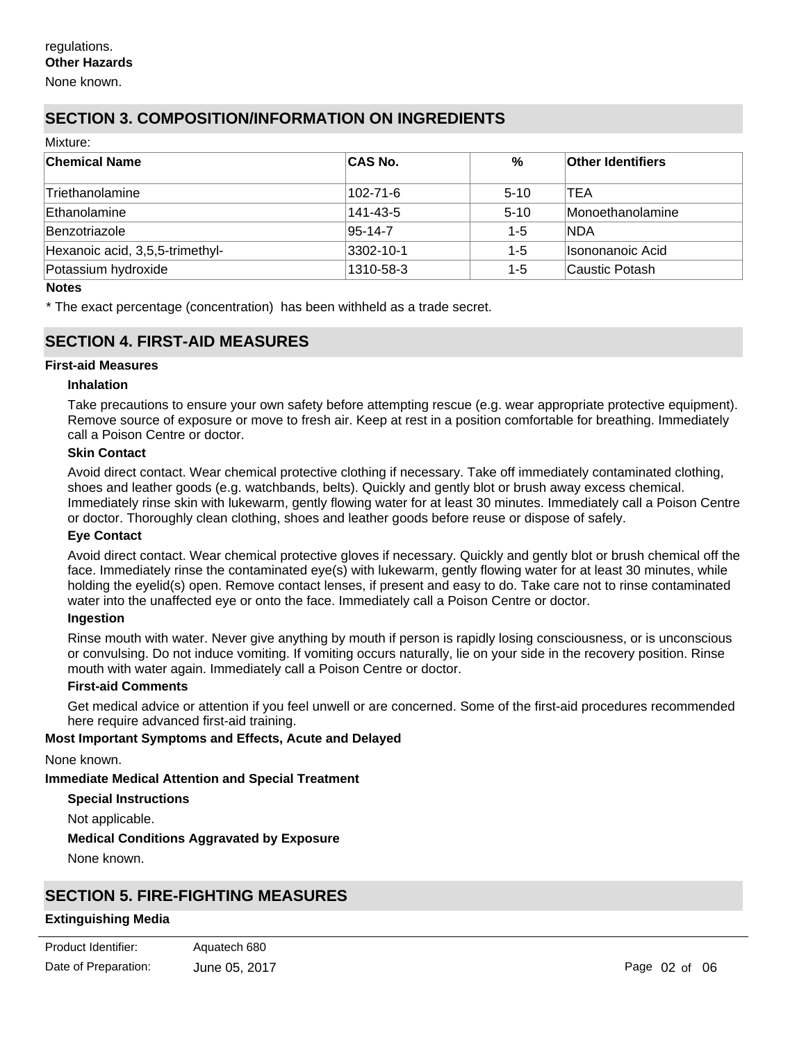regulations.

**Other Hazards**

None known.

## SECTION 3. COMPOSITION/INFORMATION ON INGREDIENTS

Mixture:

| Chemical Name | CAS No. | % | Other Identifiers |
|---|---|---|---|
| Triethanolamine | 102-71-6 | 5-10 | TEA |
| Ethanolamine | 141-43-5 | 5-10 | Monoethanolamine |
| Benzotriazole | 95-14-7 | 1-5 | NDA |
| Hexanoic acid, 3,5,5-trimethyl- | 3302-10-1 | 1-5 | Isononanoic Acid |
| Potassium hydroxide | 1310-58-3 | 1-5 | Caustic Potash |

**Notes**

* The exact percentage (concentration) has been withheld as a trade secret.

## SECTION 4. FIRST-AID MEASURES

**First-aid Measures**

**Inhalation**

Take precautions to ensure your own safety before attempting rescue (e.g. wear appropriate protective equipment). Remove source of exposure or move to fresh air. Keep at rest in a position comfortable for breathing. Immediately call a Poison Centre or doctor.

**Skin Contact**

Avoid direct contact. Wear chemical protective clothing if necessary. Take off immediately contaminated clothing, shoes and leather goods (e.g. watchbands, belts). Quickly and gently blot or brush away excess chemical. Immediately rinse skin with lukewarm, gently flowing water for at least 30 minutes. Immediately call a Poison Centre or doctor. Thoroughly clean clothing, shoes and leather goods before reuse or dispose of safely.

**Eye Contact**

Avoid direct contact. Wear chemical protective gloves if necessary. Quickly and gently blot or brush chemical off the face. Immediately rinse the contaminated eye(s) with lukewarm, gently flowing water for at least 30 minutes, while holding the eyelid(s) open. Remove contact lenses, if present and easy to do. Take care not to rinse contaminated water into the unaffected eye or onto the face. Immediately call a Poison Centre or doctor.

**Ingestion**

Rinse mouth with water. Never give anything by mouth if person is rapidly losing consciousness, or is unconscious or convulsing. Do not induce vomiting. If vomiting occurs naturally, lie on your side in the recovery position. Rinse mouth with water again. Immediately call a Poison Centre or doctor.

**First-aid Comments**

Get medical advice or attention if you feel unwell or are concerned. Some of the first-aid procedures recommended here require advanced first-aid training.

**Most Important Symptoms and Effects, Acute and Delayed**

None known.

**Immediate Medical Attention and Special Treatment**

**Special Instructions**

Not applicable.

**Medical Conditions Aggravated by Exposure**

None known.

## SECTION 5. FIRE-FIGHTING MEASURES

**Extinguishing Media**

Product Identifier: Aquatech 680

Date of Preparation: June 05, 2017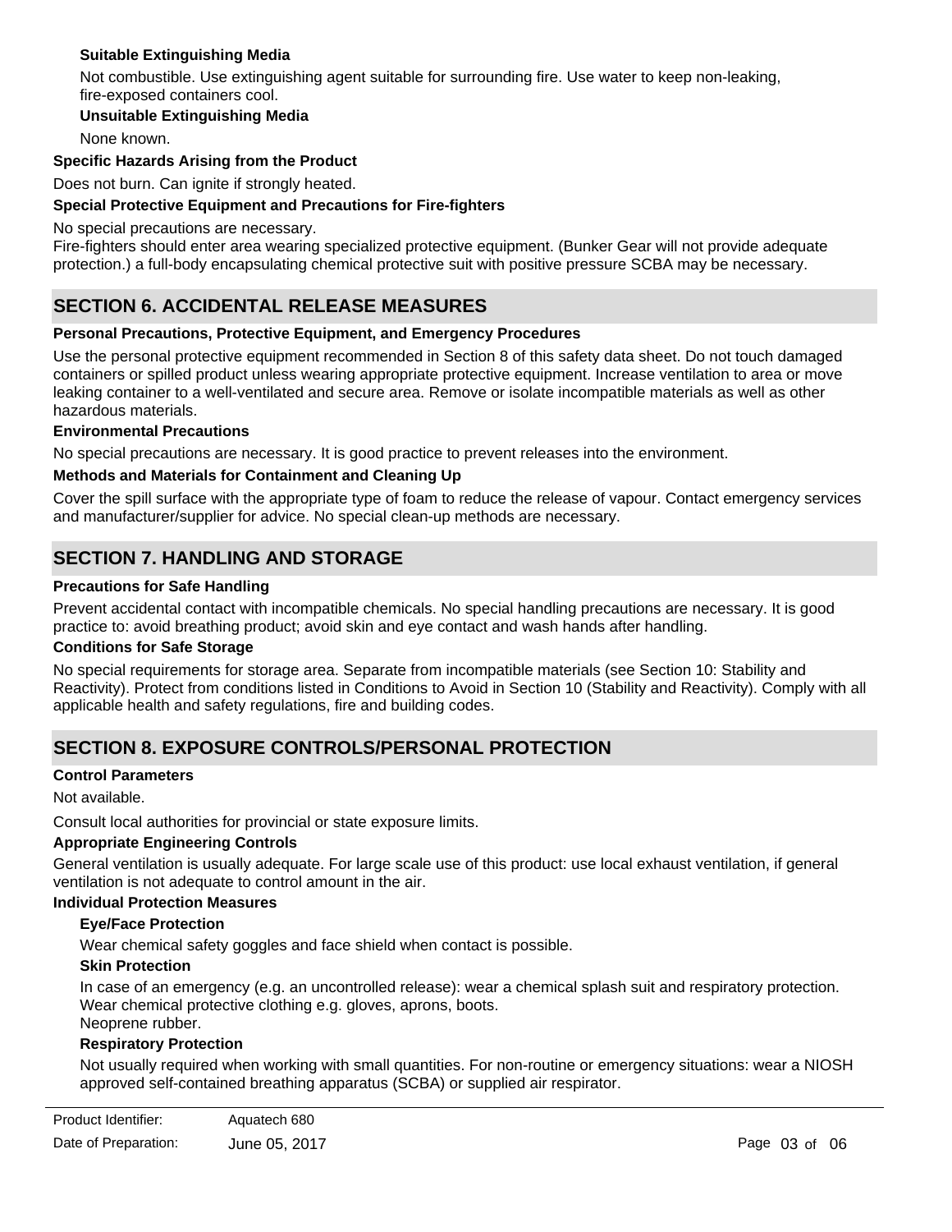#### Suitable Extinguishing Media

Not combustible. Use extinguishing agent suitable for surrounding fire. Use water to keep non-leaking, fire-exposed containers cool.

#### Unsuitable Extinguishing Media

None known.

### Specific Hazards Arising from the Product

Does not burn. Can ignite if strongly heated.

### Special Protective Equipment and Precautions for Fire-fighters

No special precautions are necessary.
Fire-fighters should enter area wearing specialized protective equipment. (Bunker Gear will not provide adequate protection.) a full-body encapsulating chemical protective suit with positive pressure SCBA may be necessary.

## SECTION 6. ACCIDENTAL RELEASE MEASURES

### Personal Precautions, Protective Equipment, and Emergency Procedures

Use the personal protective equipment recommended in Section 8 of this safety data sheet. Do not touch damaged containers or spilled product unless wearing appropriate protective equipment. Increase ventilation to area or move leaking container to a well-ventilated and secure area. Remove or isolate incompatible materials as well as other hazardous materials.

### Environmental Precautions

No special precautions are necessary. It is good practice to prevent releases into the environment.

### Methods and Materials for Containment and Cleaning Up

Cover the spill surface with the appropriate type of foam to reduce the release of vapour. Contact emergency services and manufacturer/supplier for advice. No special clean-up methods are necessary.

## SECTION 7. HANDLING AND STORAGE

### Precautions for Safe Handling

Prevent accidental contact with incompatible chemicals. No special handling precautions are necessary. It is good practice to: avoid breathing product; avoid skin and eye contact and wash hands after handling.

### Conditions for Safe Storage

No special requirements for storage area. Separate from incompatible materials (see Section 10: Stability and Reactivity). Protect from conditions listed in Conditions to Avoid in Section 10 (Stability and Reactivity). Comply with all applicable health and safety regulations, fire and building codes.

## SECTION 8. EXPOSURE CONTROLS/PERSONAL PROTECTION

### Control Parameters

Not available.

Consult local authorities for provincial or state exposure limits.

### Appropriate Engineering Controls

General ventilation is usually adequate. For large scale use of this product: use local exhaust ventilation, if general ventilation is not adequate to control amount in the air.

### Individual Protection Measures

#### Eye/Face Protection

Wear chemical safety goggles and face shield when contact is possible.

#### Skin Protection

In case of an emergency (e.g. an uncontrolled release): wear a chemical splash suit and respiratory protection.
Wear chemical protective clothing e.g. gloves, aprons, boots.
Neoprene rubber.

#### Respiratory Protection

Not usually required when working with small quantities. For non-routine or emergency situations: wear a NIOSH approved self-contained breathing apparatus (SCBA) or supplied air respirator.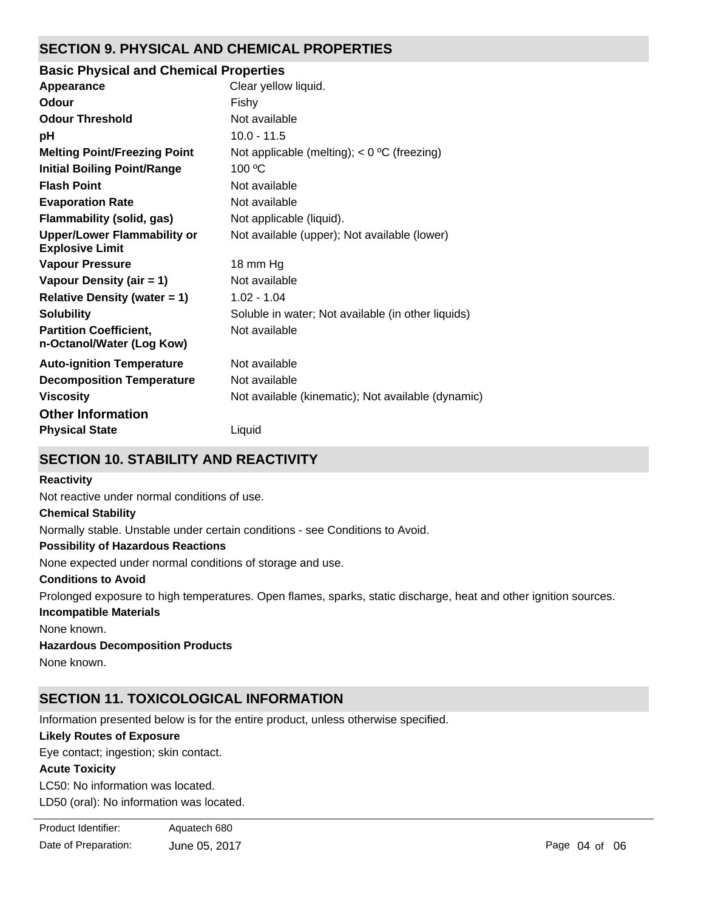## SECTION 9. PHYSICAL AND CHEMICAL PROPERTIES

### Basic Physical and Chemical Properties

| Property | Value |
| --- | --- |
| **Appearance** | Clear yellow liquid. |
| **Odour** | Fishy |
| **Odour Threshold** | Not available |
| **pH** | 10.0 - 11.5 |
| **Melting Point/Freezing Point** | Not applicable (melting); < 0 ºC (freezing) |
| **Initial Boiling Point/Range** | 100 ºC |
| **Flash Point** | Not available |
| **Evaporation Rate** | Not available |
| **Flammability (solid, gas)** | Not applicable (liquid). |
| **Upper/Lower Flammability or Explosive Limit** | Not available (upper); Not available (lower) |
| **Vapour Pressure** | 18 mm Hg |
| **Vapour Density (air = 1)** | Not available |
| **Relative Density (water = 1)** | 1.02 - 1.04 |
| **Solubility** | Soluble in water; Not available (in other liquids) |
| **Partition Coefficient, n-Octanol/Water (Log Kow)** | Not available |
| **Auto-ignition Temperature** | Not available |
| **Decomposition Temperature** | Not available |
| **Viscosity** | Not available (kinematic); Not available (dynamic) |

### Other Information

| Property | Value |
| --- | --- |
| **Physical State** | Liquid |

## SECTION 10. STABILITY AND REACTIVITY

**Reactivity**

Not reactive under normal conditions of use.

**Chemical Stability**

Normally stable. Unstable under certain conditions - see Conditions to Avoid.

**Possibility of Hazardous Reactions**

None expected under normal conditions of storage and use.

**Conditions to Avoid**

Prolonged exposure to high temperatures. Open flames, sparks, static discharge, heat and other ignition sources.

**Incompatible Materials**

None known.

**Hazardous Decomposition Products**

None known.

## SECTION 11. TOXICOLOGICAL INFORMATION

Information presented below is for the entire product, unless otherwise specified.

**Likely Routes of Exposure**

Eye contact; ingestion; skin contact.

**Acute Toxicity**

LC50: No information was located.

LD50 (oral): No information was located.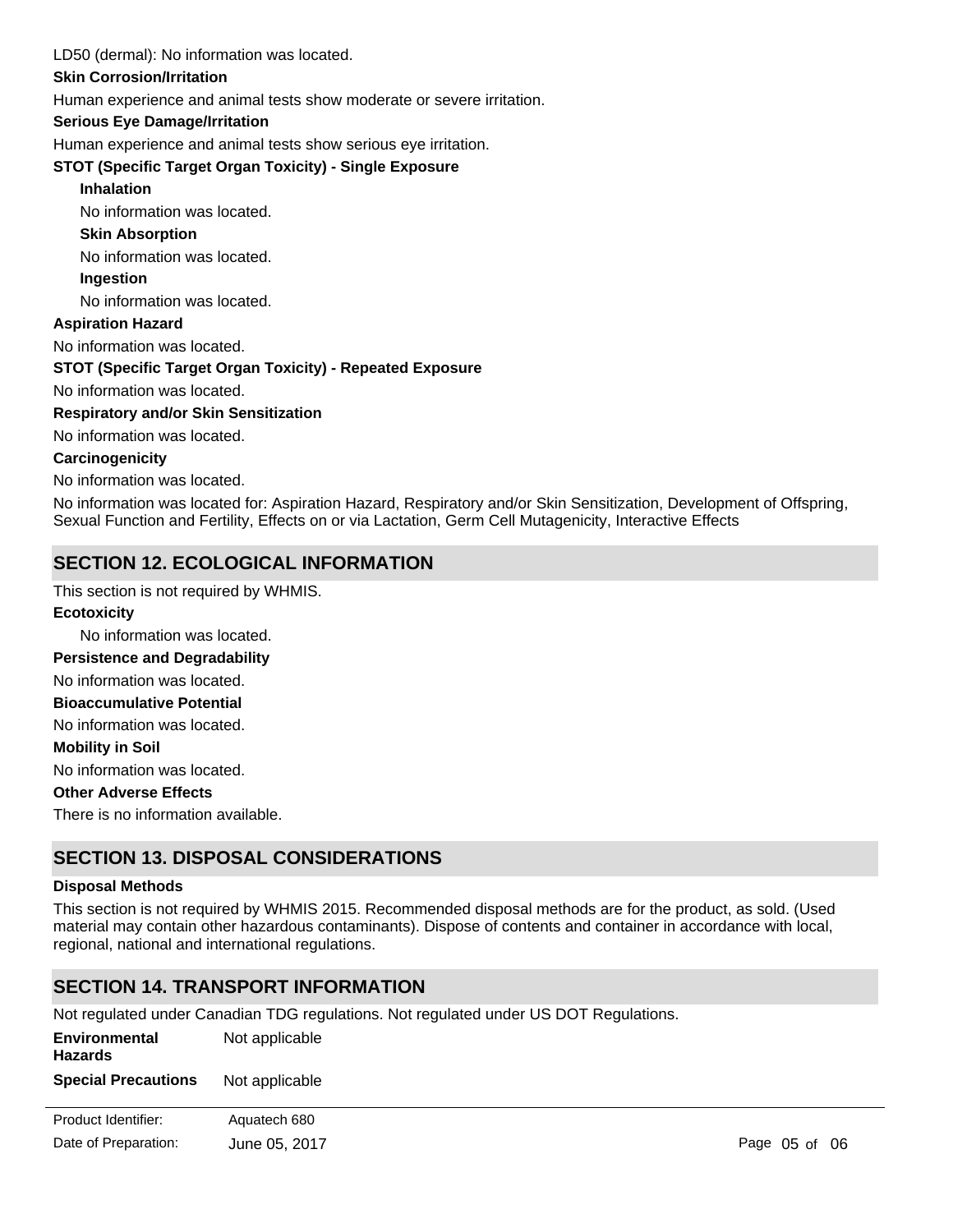LD50 (dermal): No information was located.

**Skin Corrosion/Irritation**

Human experience and animal tests show moderate or severe irritation.

**Serious Eye Damage/Irritation**

Human experience and animal tests show serious eye irritation.

**STOT (Specific Target Organ Toxicity) - Single Exposure**

**Inhalation**

No information was located.

**Skin Absorption**

No information was located.

**Ingestion**

No information was located.

**Aspiration Hazard**

No information was located.

**STOT (Specific Target Organ Toxicity) - Repeated Exposure**

No information was located.

**Respiratory and/or Skin Sensitization**

No information was located.

**Carcinogenicity**

No information was located.

No information was located for: Aspiration Hazard, Respiratory and/or Skin Sensitization, Development of Offspring, Sexual Function and Fertility, Effects on or via Lactation, Germ Cell Mutagenicity, Interactive Effects

## SECTION 12. ECOLOGICAL INFORMATION

This section is not required by WHMIS.

**Ecotoxicity**

No information was located.

**Persistence and Degradability**

No information was located.

**Bioaccumulative Potential**

No information was located.

**Mobility in Soil**

No information was located.

**Other Adverse Effects**

There is no information available.

## SECTION 13. DISPOSAL CONSIDERATIONS

**Disposal Methods**

This section is not required by WHMIS 2015. Recommended disposal methods are for the product, as sold. (Used material may contain other hazardous contaminants). Dispose of contents and container in accordance with local, regional, national and international regulations.

## SECTION 14. TRANSPORT INFORMATION

Not regulated under Canadian TDG regulations. Not regulated under US DOT Regulations.

**Environmental Hazards** Not applicable

**Special Precautions** Not applicable

Product Identifier: Aquatech 680

Date of Preparation: June 05, 2017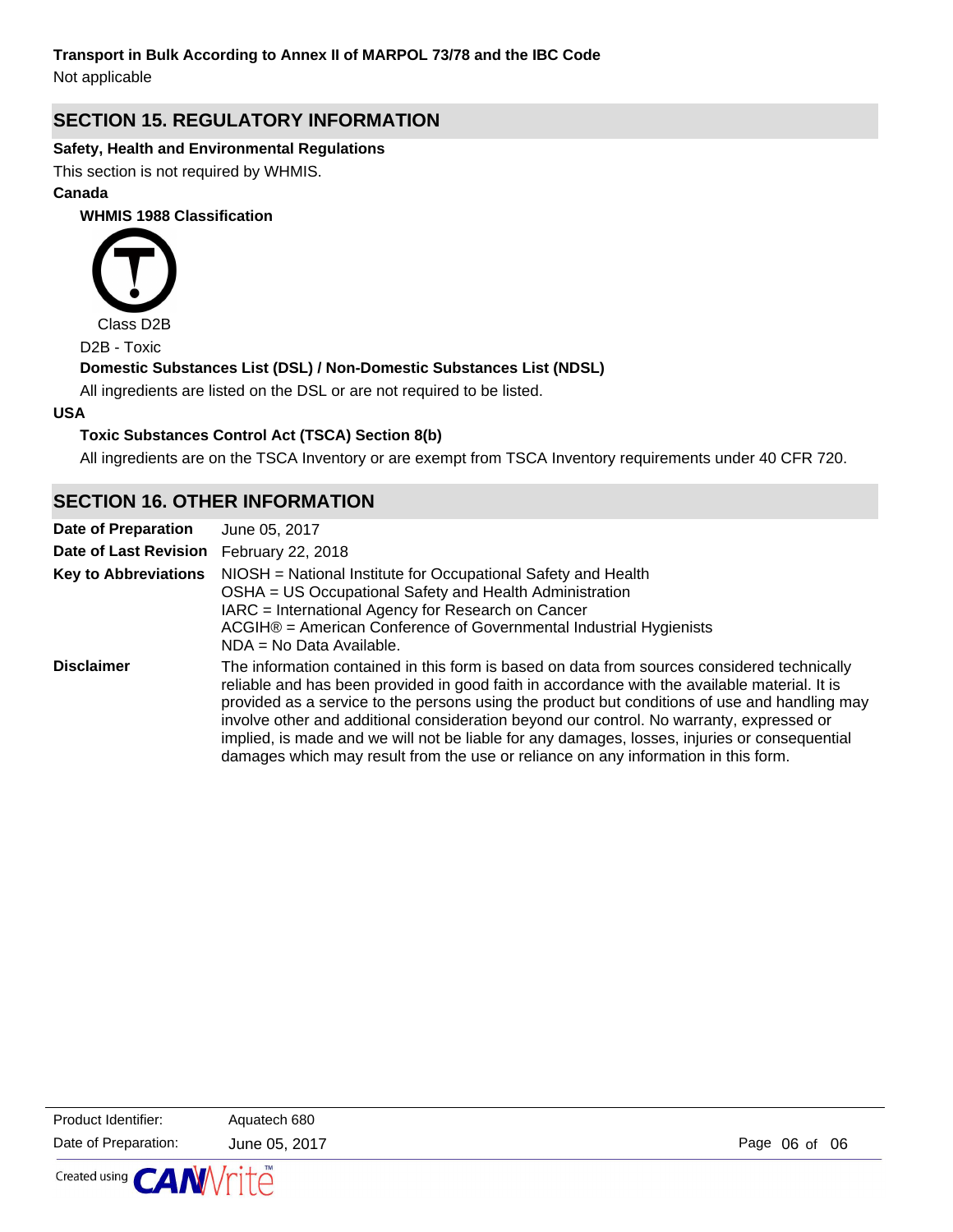**Transport in Bulk According to Annex II of MARPOL 73/78 and the IBC Code**

Not applicable

## SECTION 15. REGULATORY INFORMATION

**Safety, Health and Environmental Regulations**

This section is not required by WHMIS.

**Canada**

**WHMIS 1988 Classification**

Class D2B

D2B - Toxic

**Domestic Substances List (DSL) / Non-Domestic Substances List (NDSL)**

All ingredients are listed on the DSL or are not required to be listed.

**USA**

**Toxic Substances Control Act (TSCA) Section 8(b)**

All ingredients are on the TSCA Inventory or are exempt from TSCA Inventory requirements under 40 CFR 720.

## SECTION 16. OTHER INFORMATION

**Date of Preparation** June 05, 2017

**Date of Last Revision** February 22, 2018

**Key to Abbreviations**
NIOSH = National Institute for Occupational Safety and Health
OSHA = US Occupational Safety and Health Administration
IARC = International Agency for Research on Cancer
ACGIH® = American Conference of Governmental Industrial Hygienists
NDA = No Data Available.

**Disclaimer**
The information contained in this form is based on data from sources considered technically reliable and has been provided in good faith in accordance with the available material. It is provided as a service to the persons using the product but conditions of use and handling may involve other and additional consideration beyond our control. No warranty, expressed or implied, is made and we will not be liable for any damages, losses, injuries or consequential damages which may result from the use or reliance on any information in this form.